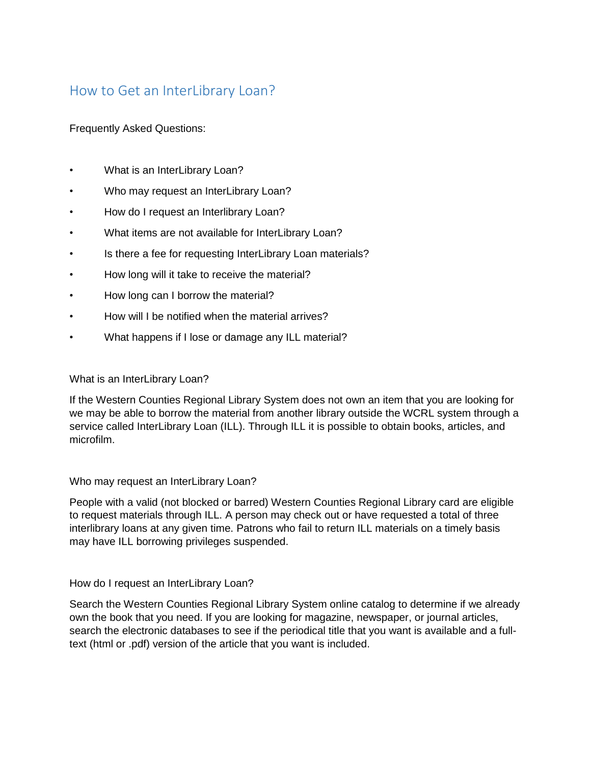# How to Get an InterLibrary Loan?

Frequently Asked Questions:

- What is an InterLibrary Loan?
- Who may request an InterLibrary Loan?
- How do I request an Interlibrary Loan?
- What items are not available for InterLibrary Loan?
- Is there a fee for requesting InterLibrary Loan materials?
- How long will it take to receive the material?
- How long can I borrow the material?
- How will I be notified when the material arrives?
- What happens if I lose or damage any ILL material?

## What is an InterLibrary Loan?

If the Western Counties Regional Library System does not own an item that you are looking for we may be able to borrow the material from another library outside the WCRL system through a service called InterLibrary Loan (ILL). Through ILL it is possible to obtain books, articles, and microfilm.

## Who may request an InterLibrary Loan?

People with a valid (not blocked or barred) Western Counties Regional Library card are eligible to request materials through ILL. A person may check out or have requested a total of three interlibrary loans at any given time. Patrons who fail to return ILL materials on a timely basis may have ILL borrowing privileges suspended.

## How do I request an InterLibrary Loan?

Search the Western Counties Regional Library System online catalog to determine if we already own the book that you need. If you are looking for magazine, newspaper, or journal articles, search the electronic databases to see if the periodical title that you want is available and a full-text (html or .pdf) version of the article that you want is included.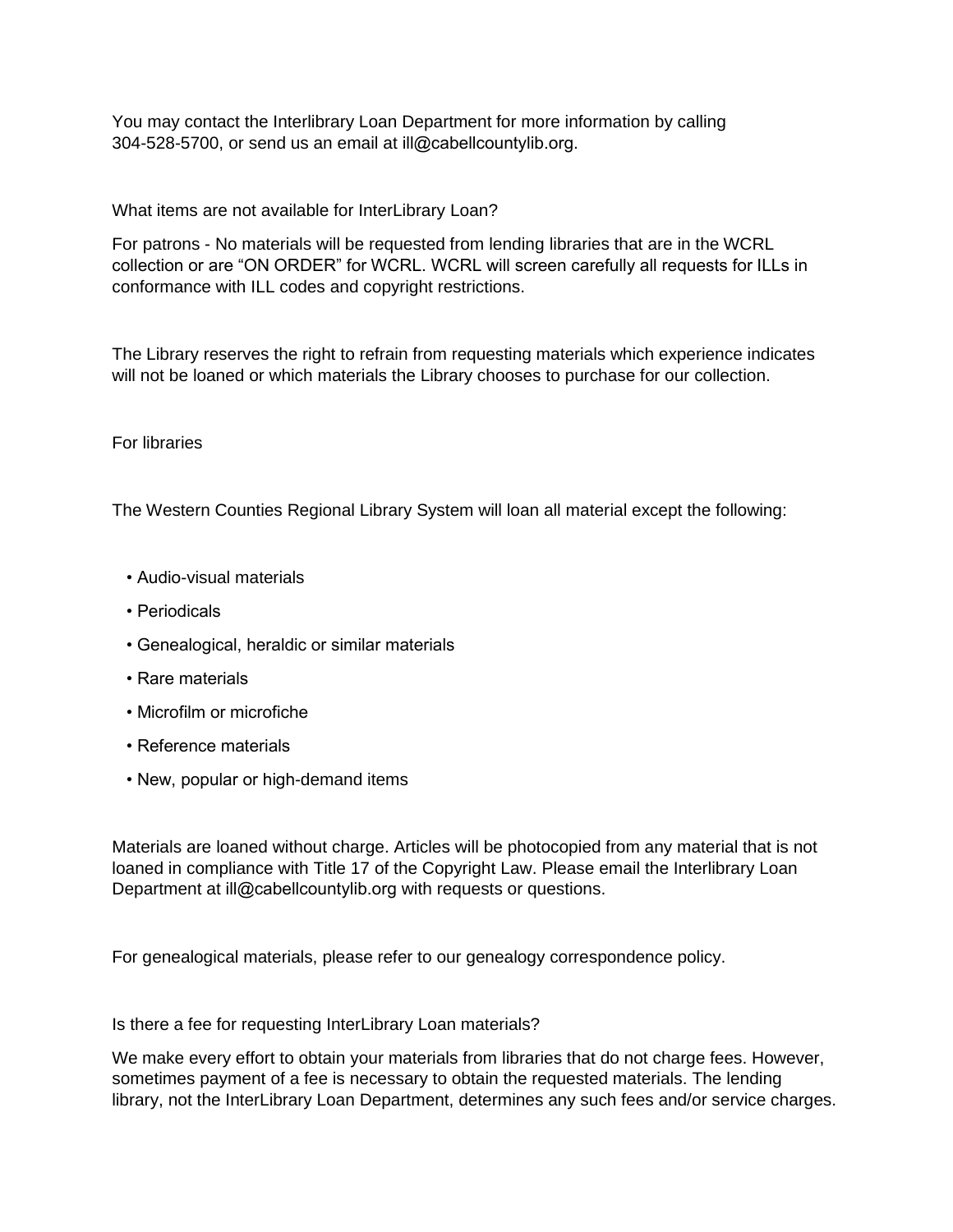You may contact the Interlibrary Loan Department for more information by calling 304-528-5700, or send us an email at ill@cabellcountylib.org.

What items are not available for InterLibrary Loan?

For patrons - No materials will be requested from lending libraries that are in the WCRL collection or are "ON ORDER" for WCRL. WCRL will screen carefully all requests for ILLs in conformance with ILL codes and copyright restrictions.

The Library reserves the right to refrain from requesting materials which experience indicates will not be loaned or which materials the Library chooses to purchase for our collection.

For libraries

The Western Counties Regional Library System will loan all material except the following:

- Audio-visual materials
- Periodicals
- Genealogical, heraldic or similar materials
- Rare materials
- Microfilm or microfiche
- Reference materials
- New, popular or high-demand items

Materials are loaned without charge. Articles will be photocopied from any material that is not loaned in compliance with Title 17 of the Copyright Law. Please email the Interlibrary Loan Department at ill@cabellcountylib.org with requests or questions.

For genealogical materials, please refer to our genealogy correspondence policy.

Is there a fee for requesting InterLibrary Loan materials?

We make every effort to obtain your materials from libraries that do not charge fees. However, sometimes payment of a fee is necessary to obtain the requested materials. The lending library, not the InterLibrary Loan Department, determines any such fees and/or service charges.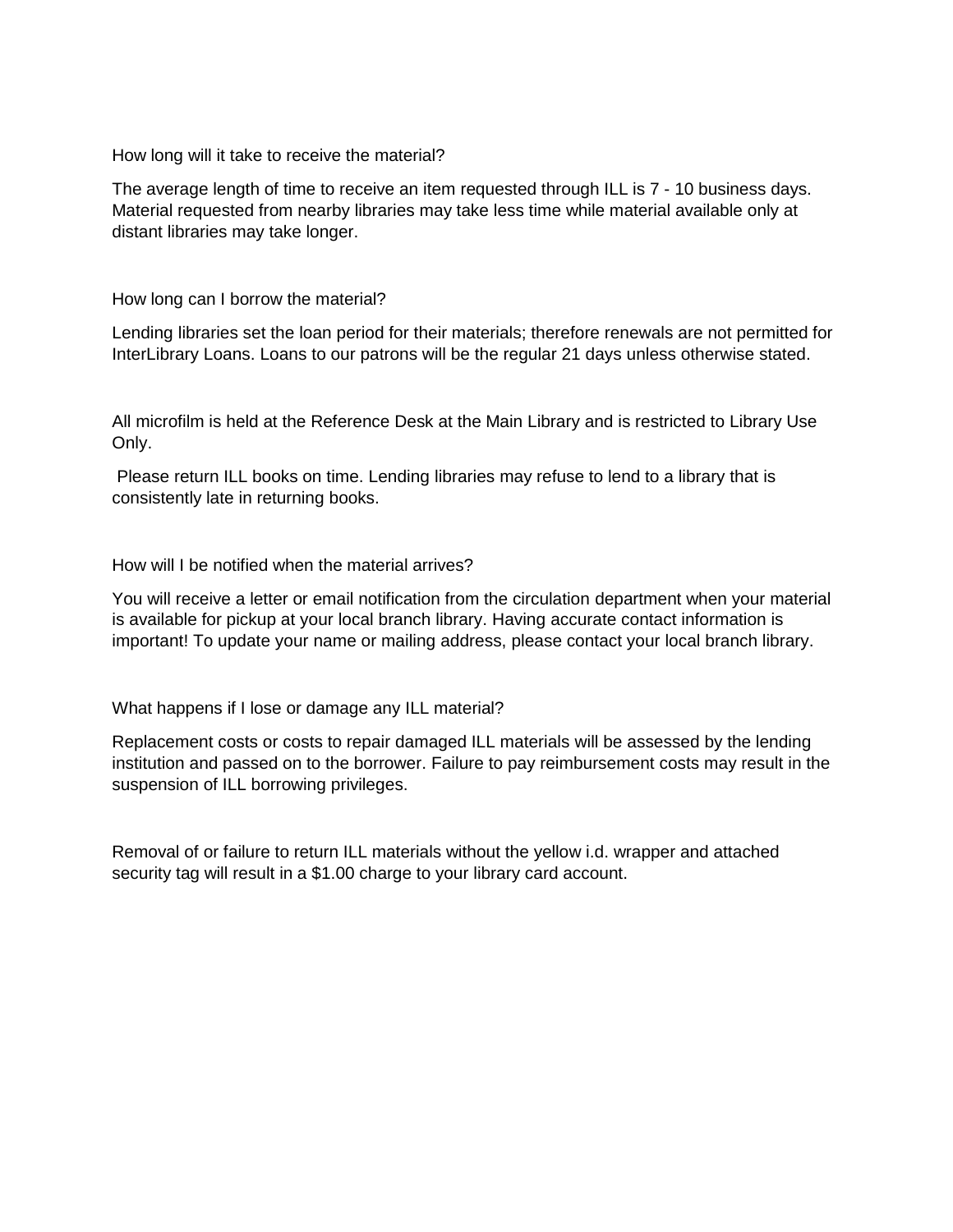How long will it take to receive the material?

The average length of time to receive an item requested through ILL is 7 - 10 business days. Material requested from nearby libraries may take less time while material available only at distant libraries may take longer.

How long can I borrow the material?

Lending libraries set the loan period for their materials; therefore renewals are not permitted for InterLibrary Loans. Loans to our patrons will be the regular 21 days unless otherwise stated.

All microfilm is held at the Reference Desk at the Main Library and is restricted to Library Use Only.

Please return ILL books on time. Lending libraries may refuse to lend to a library that is consistently late in returning books.

How will I be notified when the material arrives?

You will receive a letter or email notification from the circulation department when your material is available for pickup at your local branch library. Having accurate contact information is important! To update your name or mailing address, please contact your local branch library.

What happens if I lose or damage any ILL material?

Replacement costs or costs to repair damaged ILL materials will be assessed by the lending institution and passed on to the borrower. Failure to pay reimbursement costs may result in the suspension of ILL borrowing privileges.

Removal of or failure to return ILL materials without the yellow i.d. wrapper and attached security tag will result in a $1.00 charge to your library card account.